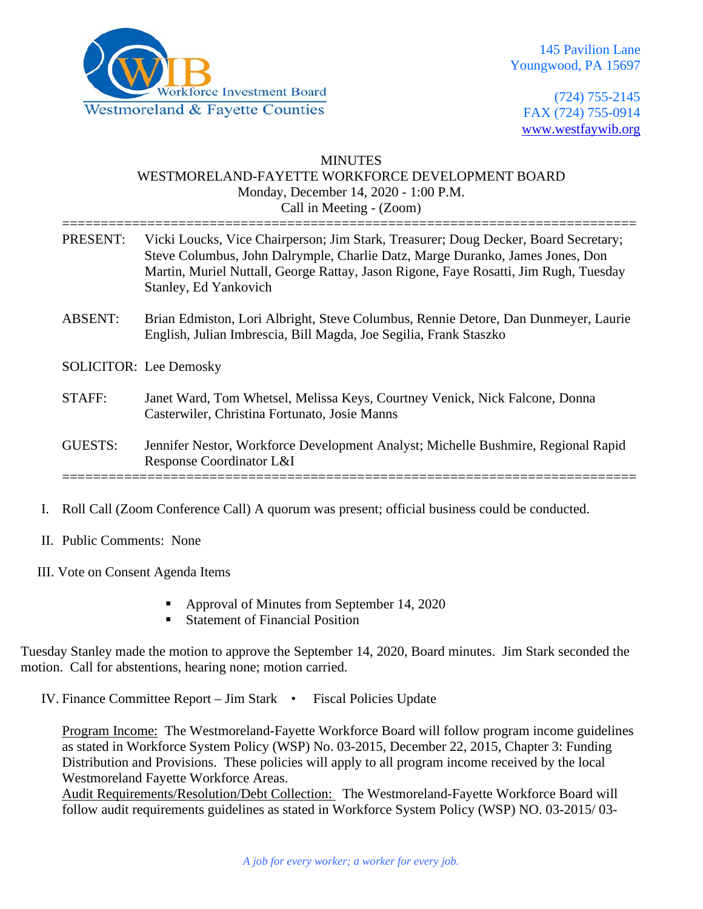Workforce Investment Board
Westmoreland & Fayette Counties

145 Pavilion Lane
Youngwood, PA 15697

(724) 755-2145
FAX (724) 755-0914
www.westfaywib.org

MINUTES
WESTMORELAND-FAYETTE WORKFORCE DEVELOPMENT BOARD
Monday, December 14, 2020 - 1:00 P.M.
Call in Meeting - (Zoom)

---

PRESENT: Vicki Loucks, Vice Chairperson; Jim Stark, Treasurer; Doug Decker, Board Secretary; Steve Columbus, John Dalrymple, Charlie Datz, Marge Duranko, James Jones, Don Martin, Muriel Nuttall, George Rattay, Jason Rigone, Faye Rosatti, Jim Rugh, Tuesday Stanley, Ed Yankovich

ABSENT: Brian Edmiston, Lori Albright, Steve Columbus, Rennie Detore, Dan Dunmeyer, Laurie English, Julian Imbrescia, Bill Magda, Joe Segilia, Frank Staszko

SOLICITOR: Lee Demosky

STAFF: Janet Ward, Tom Whetsel, Melissa Keys, Courtney Venick, Nick Falcone, Donna Casterwiler, Christina Fortunato, Josie Manns

GUESTS: Jennifer Nestor, Workforce Development Analyst; Michelle Bushmire, Regional Rapid Response Coordinator L&I

---

I. Roll Call (Zoom Conference Call) A quorum was present; official business could be conducted.

II. Public Comments: None

III. Vote on Consent Agenda Items

- Approval of Minutes from September 14, 2020
- Statement of Financial Position

Tuesday Stanley made the motion to approve the September 14, 2020, Board minutes. Jim Stark seconded the motion. Call for abstentions, hearing none; motion carried.

IV. Finance Committee Report – Jim Stark • Fiscal Policies Update

Program Income: The Westmoreland-Fayette Workforce Board will follow program income guidelines as stated in Workforce System Policy (WSP) No. 03-2015, December 22, 2015, Chapter 3: Funding Distribution and Provisions. These policies will apply to all program income received by the local Westmoreland Fayette Workforce Areas.
Audit Requirements/Resolution/Debt Collection: The Westmoreland-Fayette Workforce Board will follow audit requirements guidelines as stated in Workforce System Policy (WSP) NO. 03-2015/ 03-

*A job for every worker; a worker for every job.*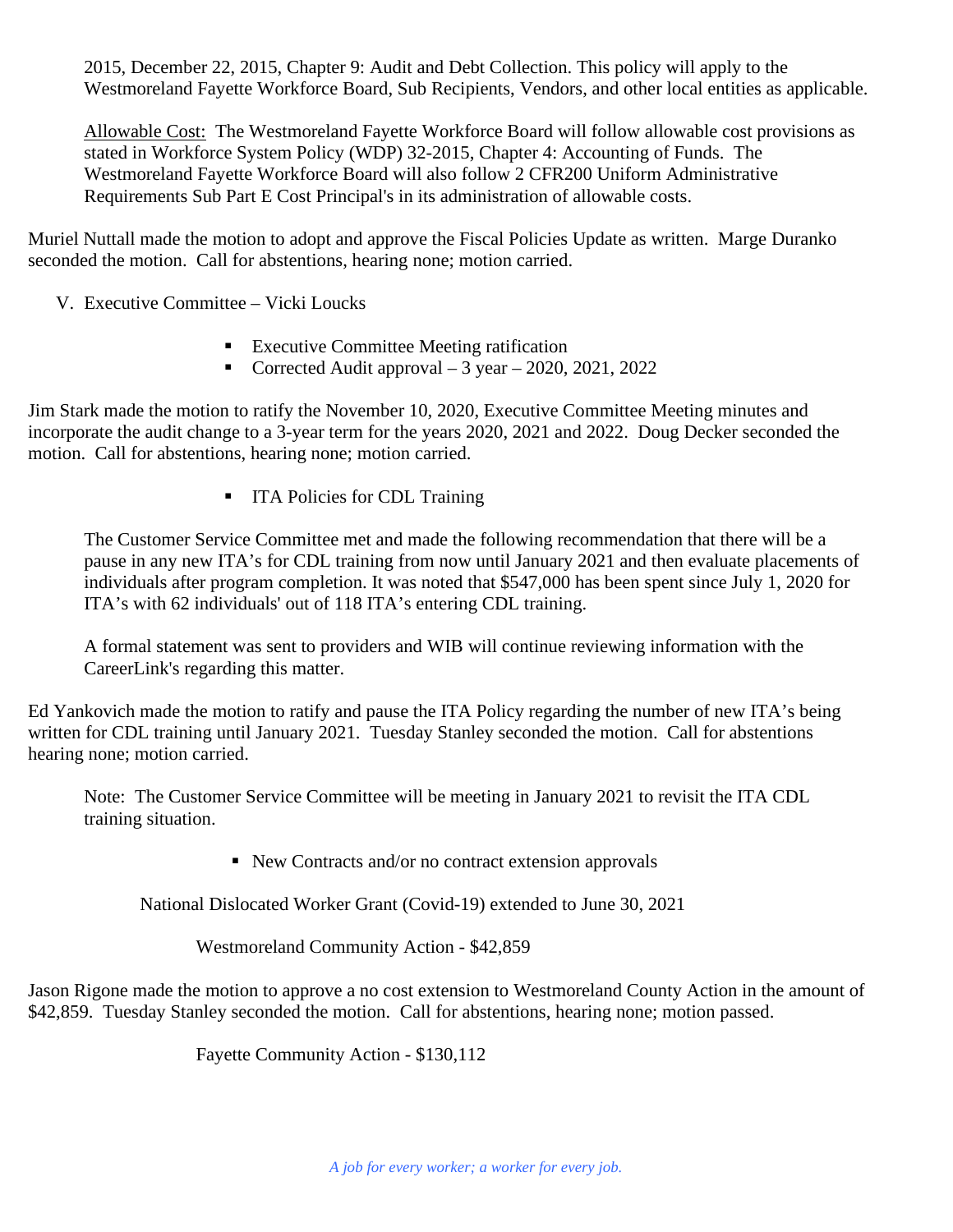2015, December 22, 2015, Chapter 9: Audit and Debt Collection. This policy will apply to the Westmoreland Fayette Workforce Board, Sub Recipients, Vendors, and other local entities as applicable.

Allowable Cost: The Westmoreland Fayette Workforce Board will follow allowable cost provisions as stated in Workforce System Policy (WDP) 32-2015, Chapter 4: Accounting of Funds. The Westmoreland Fayette Workforce Board will also follow 2 CFR200 Uniform Administrative Requirements Sub Part E Cost Principal's in its administration of allowable costs.

Muriel Nuttall made the motion to adopt and approve the Fiscal Policies Update as written. Marge Duranko seconded the motion. Call for abstentions, hearing none; motion carried.

V. Executive Committee – Vicki Loucks

- Executive Committee Meeting ratification
- Corrected Audit approval – 3 year – 2020, 2021, 2022

Jim Stark made the motion to ratify the November 10, 2020, Executive Committee Meeting minutes and incorporate the audit change to a 3-year term for the years 2020, 2021 and 2022. Doug Decker seconded the motion. Call for abstentions, hearing none; motion carried.

- ITA Policies for CDL Training

The Customer Service Committee met and made the following recommendation that there will be a pause in any new ITA's for CDL training from now until January 2021 and then evaluate placements of individuals after program completion. It was noted that $547,000 has been spent since July 1, 2020 for ITA's with 62 individuals' out of 118 ITA's entering CDL training.

A formal statement was sent to providers and WIB will continue reviewing information with the CareerLink's regarding this matter.

Ed Yankovich made the motion to ratify and pause the ITA Policy regarding the number of new ITA's being written for CDL training until January 2021. Tuesday Stanley seconded the motion. Call for abstentions hearing none; motion carried.

Note: The Customer Service Committee will be meeting in January 2021 to revisit the ITA CDL training situation.

- New Contracts and/or no contract extension approvals

National Dislocated Worker Grant (Covid-19) extended to June 30, 2021

Westmoreland Community Action - $42,859

Jason Rigone made the motion to approve a no cost extension to Westmoreland County Action in the amount of $42,859. Tuesday Stanley seconded the motion. Call for abstentions, hearing none; motion passed.

Fayette Community Action - $130,112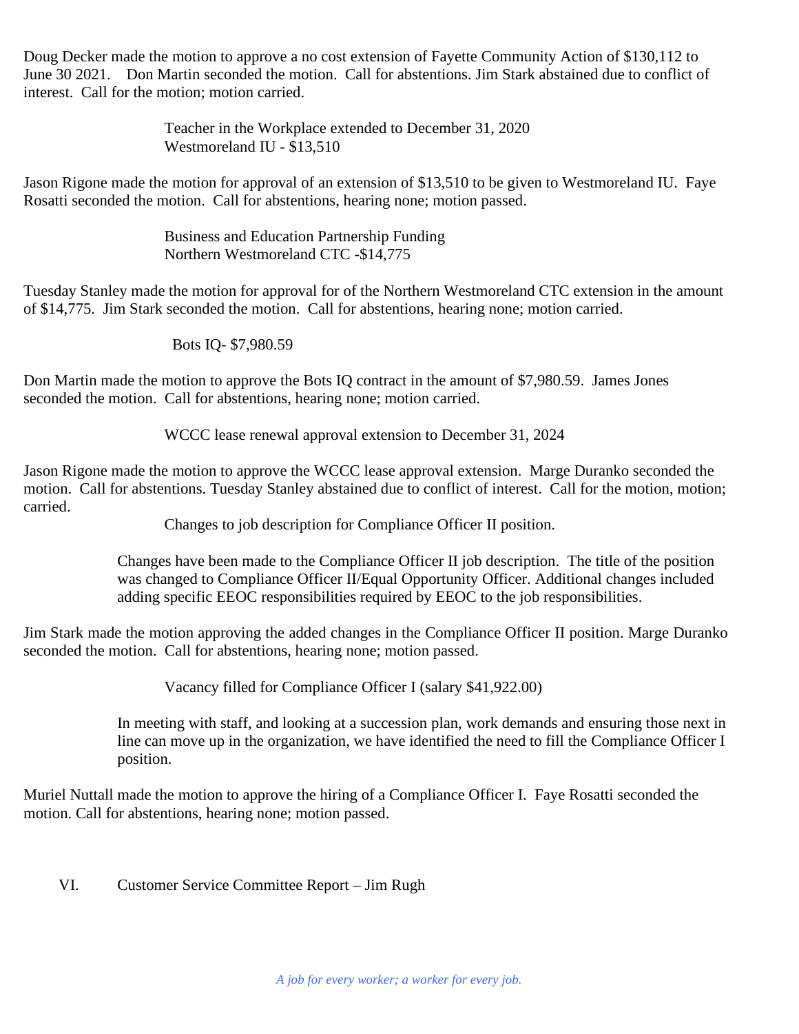Doug Decker made the motion to approve a no cost extension of Fayette Community Action of $130,112 to June 30 2021. Don Martin seconded the motion. Call for abstentions. Jim Stark abstained due to conflict of interest. Call for the motion; motion carried.

Teacher in the Workplace extended to December 31, 2020
Westmoreland IU - $13,510

Jason Rigone made the motion for approval of an extension of $13,510 to be given to Westmoreland IU. Faye Rosatti seconded the motion. Call for abstentions, hearing none; motion passed.

Business and Education Partnership Funding
Northern Westmoreland CTC -$14,775

Tuesday Stanley made the motion for approval for of the Northern Westmoreland CTC extension in the amount of $14,775. Jim Stark seconded the motion. Call for abstentions, hearing none; motion carried.

Bots IQ- $7,980.59

Don Martin made the motion to approve the Bots IQ contract in the amount of $7,980.59. James Jones seconded the motion. Call for abstentions, hearing none; motion carried.

WCCC lease renewal approval extension to December 31, 2024

Jason Rigone made the motion to approve the WCCC lease approval extension. Marge Duranko seconded the motion. Call for abstentions. Tuesday Stanley abstained due to conflict of interest. Call for the motion, motion; carried.

Changes to job description for Compliance Officer II position.

Changes have been made to the Compliance Officer II job description. The title of the position was changed to Compliance Officer II/Equal Opportunity Officer. Additional changes included adding specific EEOC responsibilities required by EEOC to the job responsibilities.

Jim Stark made the motion approving the added changes in the Compliance Officer II position. Marge Duranko seconded the motion. Call for abstentions, hearing none; motion passed.

Vacancy filled for Compliance Officer I (salary $41,922.00)

In meeting with staff, and looking at a succession plan, work demands and ensuring those next in line can move up in the organization, we have identified the need to fill the Compliance Officer I position.

Muriel Nuttall made the motion to approve the hiring of a Compliance Officer I. Faye Rosatti seconded the motion. Call for abstentions, hearing none; motion passed.

VI. Customer Service Committee Report – Jim Rugh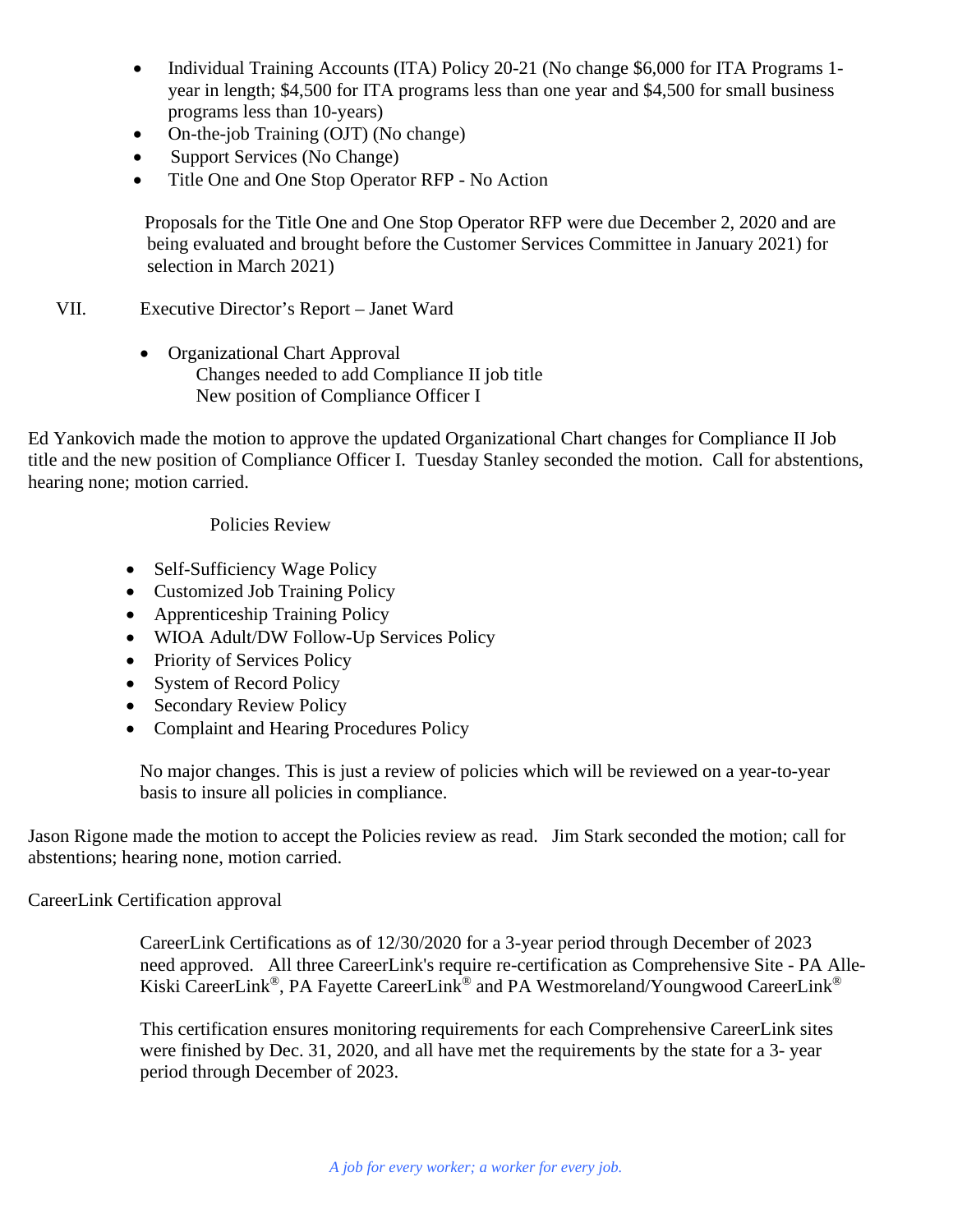- Individual Training Accounts (ITA) Policy 20-21 (No change $6,000 for ITA Programs 1-year in length; $4,500 for ITA programs less than one year and $4,500 for small business programs less than 10-years)
- On-the-job Training (OJT) (No change)
- Support Services (No Change)
- Title One and One Stop Operator RFP - No Action

Proposals for the Title One and One Stop Operator RFP were due December 2, 2020 and are being evaluated and brought before the Customer Services Committee in January 2021) for selection in March 2021)

VII. Executive Director's Report – Janet Ward

- Organizational Chart Approval
  Changes needed to add Compliance II job title
  New position of Compliance Officer I

Ed Yankovich made the motion to approve the updated Organizational Chart changes for Compliance II Job title and the new position of Compliance Officer I. Tuesday Stanley seconded the motion. Call for abstentions, hearing none; motion carried.

Policies Review

- Self-Sufficiency Wage Policy
- Customized Job Training Policy
- Apprenticeship Training Policy
- WIOA Adult/DW Follow-Up Services Policy
- Priority of Services Policy
- System of Record Policy
- Secondary Review Policy
- Complaint and Hearing Procedures Policy

No major changes. This is just a review of policies which will be reviewed on a year-to-year basis to insure all policies in compliance.

Jason Rigone made the motion to accept the Policies review as read. Jim Stark seconded the motion; call for abstentions; hearing none, motion carried.

CareerLink Certification approval

CareerLink Certifications as of 12/30/2020 for a 3-year period through December of 2023 need approved. All three CareerLink's require re-certification as Comprehensive Site - PA Alle-Kiski CareerLink®, PA Fayette CareerLink® and PA Westmoreland/Youngwood CareerLink®

This certification ensures monitoring requirements for each Comprehensive CareerLink sites were finished by Dec. 31, 2020, and all have met the requirements by the state for a 3- year period through December of 2023.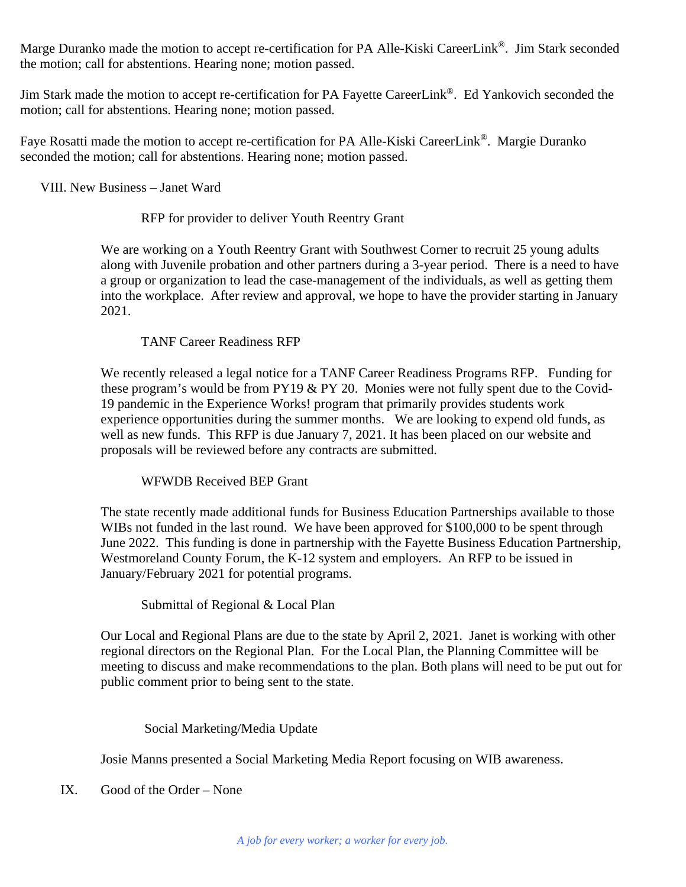Marge Duranko made the motion to accept re-certification for PA Alle-Kiski CareerLink®. Jim Stark seconded the motion; call for abstentions. Hearing none; motion passed.

Jim Stark made the motion to accept re-certification for PA Fayette CareerLink®. Ed Yankovich seconded the motion; call for abstentions. Hearing none; motion passed.

Faye Rosatti made the motion to accept re-certification for PA Alle-Kiski CareerLink®. Margie Duranko seconded the motion; call for abstentions. Hearing none; motion passed.

VIII. New Business – Janet Ward

RFP for provider to deliver Youth Reentry Grant

We are working on a Youth Reentry Grant with Southwest Corner to recruit 25 young adults along with Juvenile probation and other partners during a 3-year period. There is a need to have a group or organization to lead the case-management of the individuals, as well as getting them into the workplace. After review and approval, we hope to have the provider starting in January 2021.

TANF Career Readiness RFP

We recently released a legal notice for a TANF Career Readiness Programs RFP. Funding for these program's would be from PY19 & PY 20. Monies were not fully spent due to the Covid-19 pandemic in the Experience Works! program that primarily provides students work experience opportunities during the summer months. We are looking to expend old funds, as well as new funds. This RFP is due January 7, 2021. It has been placed on our website and proposals will be reviewed before any contracts are submitted.

WFWDB Received BEP Grant

The state recently made additional funds for Business Education Partnerships available to those WIBs not funded in the last round. We have been approved for $100,000 to be spent through June 2022. This funding is done in partnership with the Fayette Business Education Partnership, Westmoreland County Forum, the K-12 system and employers. An RFP to be issued in January/February 2021 for potential programs.

Submittal of Regional & Local Plan

Our Local and Regional Plans are due to the state by April 2, 2021. Janet is working with other regional directors on the Regional Plan. For the Local Plan, the Planning Committee will be meeting to discuss and make recommendations to the plan. Both plans will need to be put out for public comment prior to being sent to the state.

Social Marketing/Media Update

Josie Manns presented a Social Marketing Media Report focusing on WIB awareness.

IX. Good of the Order – None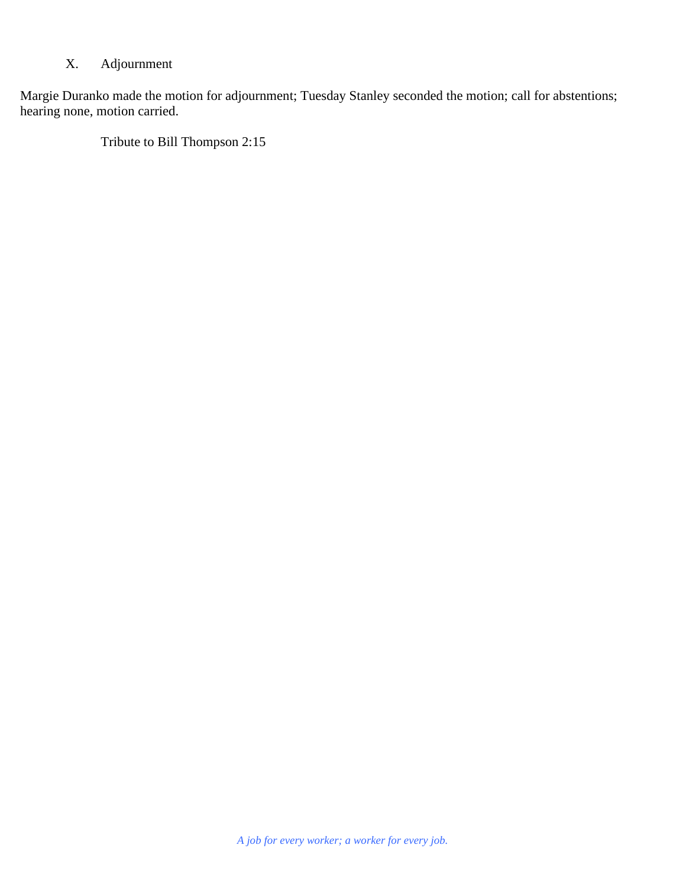X. Adjournment

Margie Duranko made the motion for adjournment; Tuesday Stanley seconded the motion; call for abstentions; hearing none, motion carried.

Tribute to Bill Thompson 2:15

*A job for every worker; a worker for every job.*